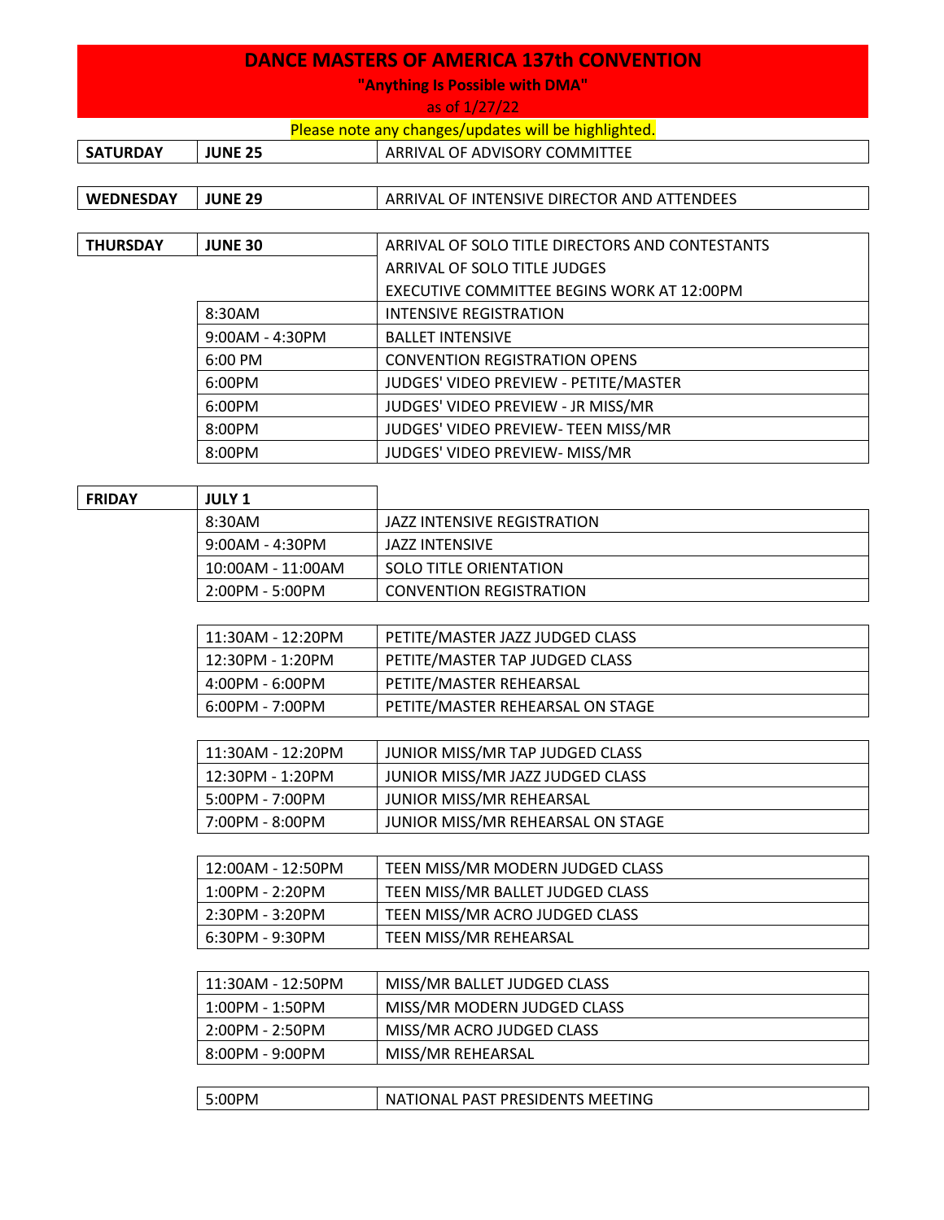# DANCE MASTERS OF AMERICA 137th CONVENTION

**"Anything Is Possible with DMA"**

as of 1/27/22

Please note any changes/updates will be highlighted.

| SATURDAY | JUNE 25 | ARRIVAL OF ADVISORY COMMITTEE |
|---|---|---|

| WEDNESDAY | JUNE 29 | ARRIVAL OF INTENSIVE DIRECTOR AND ATTENDEES |
|---|---|---|

| THURSDAY | JUNE 30 | ARRIVAL OF SOLO TITLE DIRECTORS AND CONTESTANTS |
|---|---|---|
| | | ARRIVAL OF SOLO TITLE JUDGES |
| | | EXECUTIVE COMMITTEE BEGINS WORK AT 12:00PM |
| | 8:30AM | INTENSIVE REGISTRATION |
| | 9:00AM - 4:30PM | BALLET INTENSIVE |
| | 6:00 PM | CONVENTION REGISTRATION OPENS |
| | 6:00PM | JUDGES' VIDEO PREVIEW - PETITE/MASTER |
| | 6:00PM | JUDGES' VIDEO PREVIEW - JR MISS/MR |
| | 8:00PM | JUDGES' VIDEO PREVIEW- TEEN MISS/MR |
| | 8:00PM | JUDGES' VIDEO PREVIEW- MISS/MR |

| FRIDAY | JULY 1 | |
|---|---|---|
| | 8:30AM | JAZZ INTENSIVE REGISTRATION |
| | 9:00AM - 4:30PM | JAZZ INTENSIVE |
| | 10:00AM - 11:00AM | SOLO TITLE ORIENTATION |
| | 2:00PM - 5:00PM | CONVENTION REGISTRATION |

| | |
|---|---|
| 11:30AM - 12:20PM | PETITE/MASTER JAZZ JUDGED CLASS |
| 12:30PM - 1:20PM | PETITE/MASTER TAP JUDGED CLASS |
| 4:00PM - 6:00PM | PETITE/MASTER REHEARSAL |
| 6:00PM - 7:00PM | PETITE/MASTER REHEARSAL ON STAGE |

| | |
|---|---|
| 11:30AM - 12:20PM | JUNIOR MISS/MR TAP JUDGED CLASS |
| 12:30PM - 1:20PM | JUNIOR MISS/MR JAZZ JUDGED CLASS |
| 5:00PM - 7:00PM | JUNIOR MISS/MR REHEARSAL |
| 7:00PM - 8:00PM | JUNIOR MISS/MR REHEARSAL ON STAGE |

| | |
|---|---|
| 12:00AM - 12:50PM | TEEN MISS/MR MODERN JUDGED CLASS |
| 1:00PM - 2:20PM | TEEN MISS/MR BALLET JUDGED CLASS |
| 2:30PM - 3:20PM | TEEN MISS/MR ACRO JUDGED CLASS |
| 6:30PM - 9:30PM | TEEN MISS/MR REHEARSAL |

| | |
|---|---|
| 11:30AM - 12:50PM | MISS/MR BALLET JUDGED CLASS |
| 1:00PM - 1:50PM | MISS/MR MODERN JUDGED CLASS |
| 2:00PM - 2:50PM | MISS/MR ACRO JUDGED CLASS |
| 8:00PM - 9:00PM | MISS/MR REHEARSAL |

| | |
|---|---|
| 5:00PM | NATIONAL PAST PRESIDENTS MEETING |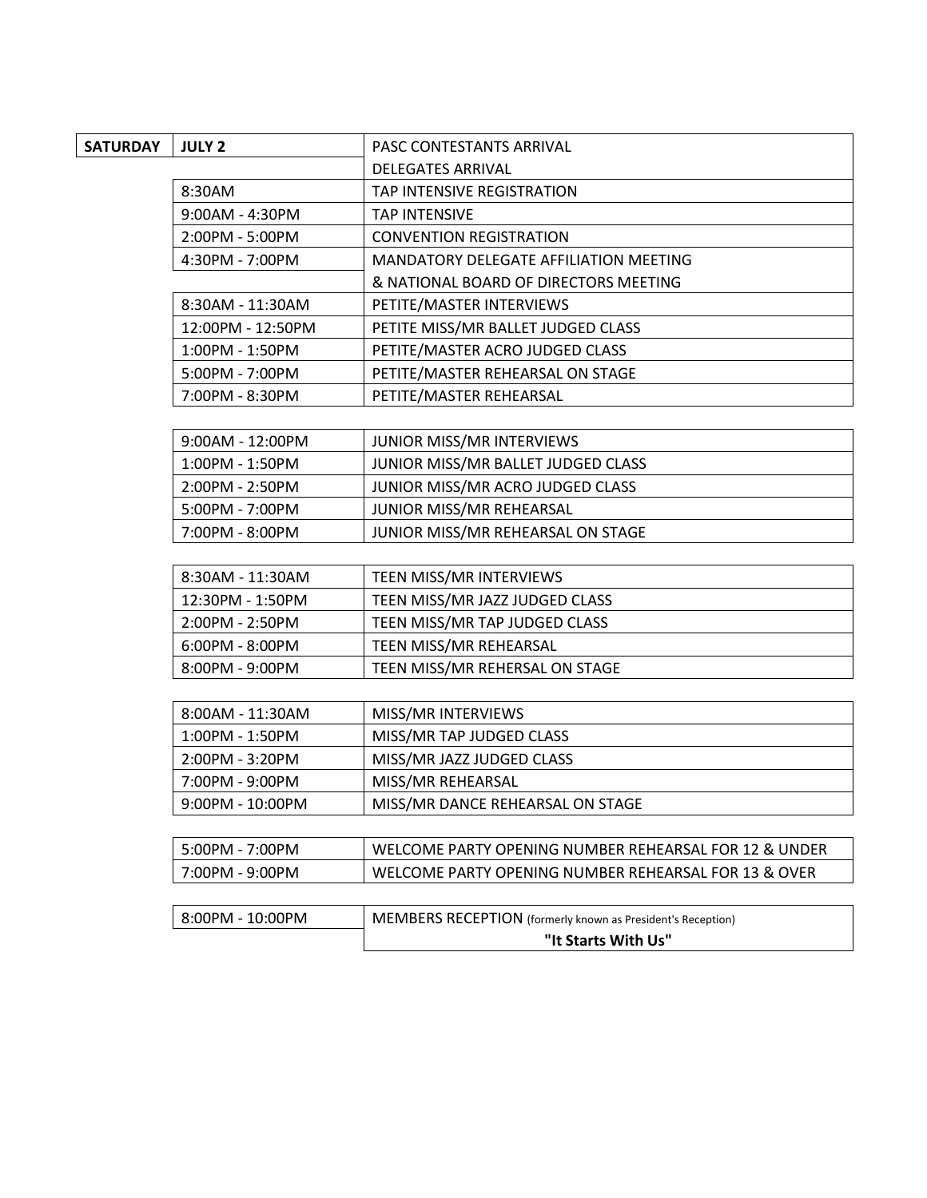| SATURDAY | JULY 2 | PASC CONTESTANTS ARRIVAL |
|---|---|---|
| | | DELEGATES ARRIVAL |
| | 8:30AM | TAP INTENSIVE REGISTRATION |
| | 9:00AM - 4:30PM | TAP INTENSIVE |
| | 2:00PM - 5:00PM | CONVENTION REGISTRATION |
| | 4:30PM - 7:00PM | MANDATORY DELEGATE AFFILIATION MEETING |
| | | & NATIONAL BOARD OF DIRECTORS MEETING |
| | 8:30AM - 11:30AM | PETITE/MASTER INTERVIEWS |
| | 12:00PM - 12:50PM | PETITE MISS/MR BALLET JUDGED CLASS |
| | 1:00PM - 1:50PM | PETITE/MASTER ACRO JUDGED CLASS |
| | 5:00PM - 7:00PM | PETITE/MASTER REHEARSAL ON STAGE |
| | 7:00PM - 8:30PM | PETITE/MASTER REHEARSAL |

| | |
|---|---|
| 9:00AM - 12:00PM | JUNIOR MISS/MR INTERVIEWS |
| 1:00PM - 1:50PM | JUNIOR MISS/MR BALLET JUDGED CLASS |
| 2:00PM - 2:50PM | JUNIOR MISS/MR ACRO JUDGED CLASS |
| 5:00PM - 7:00PM | JUNIOR MISS/MR REHEARSAL |
| 7:00PM - 8:00PM | JUNIOR MISS/MR REHEARSAL ON STAGE |

| | |
|---|---|
| 8:30AM - 11:30AM | TEEN MISS/MR INTERVIEWS |
| 12:30PM - 1:50PM | TEEN MISS/MR JAZZ JUDGED CLASS |
| 2:00PM - 2:50PM | TEEN MISS/MR TAP JUDGED CLASS |
| 6:00PM - 8:00PM | TEEN MISS/MR REHEARSAL |
| 8:00PM - 9:00PM | TEEN MISS/MR REHERSAL ON STAGE |

| | |
|---|---|
| 8:00AM - 11:30AM | MISS/MR INTERVIEWS |
| 1:00PM - 1:50PM | MISS/MR TAP JUDGED CLASS |
| 2:00PM - 3:20PM | MISS/MR JAZZ JUDGED CLASS |
| 7:00PM - 9:00PM | MISS/MR REHEARSAL |
| 9:00PM - 10:00PM | MISS/MR DANCE REHEARSAL ON STAGE |

| | |
|---|---|
| 5:00PM - 7:00PM | WELCOME PARTY OPENING NUMBER REHEARSAL FOR 12 & UNDER |
| 7:00PM - 9:00PM | WELCOME PARTY OPENING NUMBER REHEARSAL FOR 13 & OVER |

| | |
|---|---|
| 8:00PM - 10:00PM | MEMBERS RECEPTION (formerly known as President's Reception) |
| | **"It Starts With Us"** |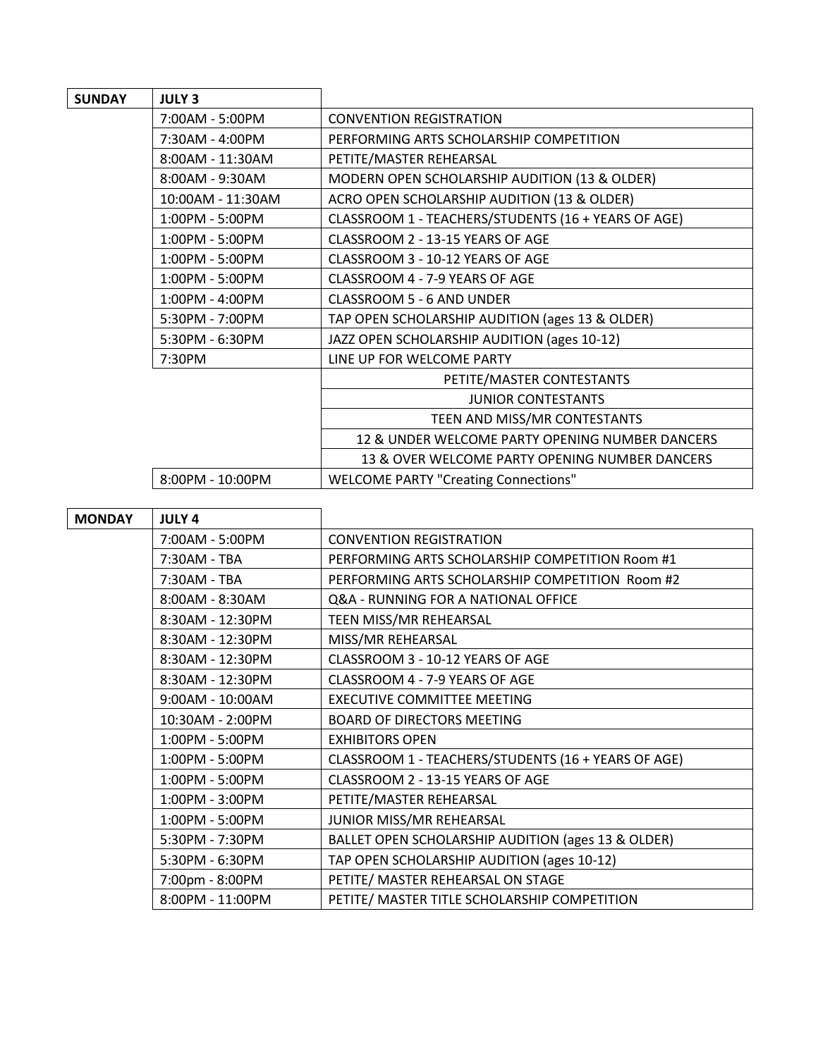| SUNDAY | JULY 3 | |
|---|---|---|
| | 7:00AM - 5:00PM | CONVENTION REGISTRATION |
| | 7:30AM - 4:00PM | PERFORMING ARTS SCHOLARSHIP COMPETITION |
| | 8:00AM - 11:30AM | PETITE/MASTER REHEARSAL |
| | 8:00AM - 9:30AM | MODERN OPEN SCHOLARSHIP AUDITION (13 & OLDER) |
| | 10:00AM - 11:30AM | ACRO OPEN SCHOLARSHIP AUDITION (13 & OLDER) |
| | 1:00PM - 5:00PM | CLASSROOM 1 - TEACHERS/STUDENTS (16 + YEARS OF AGE) |
| | 1:00PM - 5:00PM | CLASSROOM 2 - 13-15 YEARS OF AGE |
| | 1:00PM - 5:00PM | CLASSROOM 3 - 10-12 YEARS OF AGE |
| | 1:00PM - 5:00PM | CLASSROOM 4 - 7-9 YEARS OF AGE |
| | 1:00PM - 4:00PM | CLASSROOM 5 - 6 AND UNDER |
| | 5:30PM - 7:00PM | TAP OPEN SCHOLARSHIP AUDITION (ages 13 & OLDER) |
| | 5:30PM - 6:30PM | JAZZ OPEN SCHOLARSHIP AUDITION (ages 10-12) |
| | 7:30PM | LINE UP FOR WELCOME PARTY |
| | | PETITE/MASTER CONTESTANTS |
| | | JUNIOR CONTESTANTS |
| | | TEEN AND MISS/MR CONTESTANTS |
| | | 12 & UNDER WELCOME PARTY OPENING NUMBER DANCERS |
| | | 13 & OVER WELCOME PARTY OPENING NUMBER DANCERS |
| | 8:00PM - 10:00PM | WELCOME PARTY "Creating Connections" |

| MONDAY | JULY 4 | |
|---|---|---|
| | 7:00AM - 5:00PM | CONVENTION REGISTRATION |
| | 7:30AM - TBA | PERFORMING ARTS SCHOLARSHIP COMPETITION Room #1 |
| | 7:30AM - TBA | PERFORMING ARTS SCHOLARSHIP COMPETITION Room #2 |
| | 8:00AM - 8:30AM | Q&A - RUNNING FOR A NATIONAL OFFICE |
| | 8:30AM - 12:30PM | TEEN MISS/MR REHEARSAL |
| | 8:30AM - 12:30PM | MISS/MR REHEARSAL |
| | 8:30AM - 12:30PM | CLASSROOM 3 - 10-12 YEARS OF AGE |
| | 8:30AM - 12:30PM | CLASSROOM 4 - 7-9 YEARS OF AGE |
| | 9:00AM - 10:00AM | EXECUTIVE COMMITTEE MEETING |
| | 10:30AM - 2:00PM | BOARD OF DIRECTORS MEETING |
| | 1:00PM - 5:00PM | EXHIBITORS OPEN |
| | 1:00PM - 5:00PM | CLASSROOM 1 - TEACHERS/STUDENTS (16 + YEARS OF AGE) |
| | 1:00PM - 5:00PM | CLASSROOM 2 - 13-15 YEARS OF AGE |
| | 1:00PM - 3:00PM | PETITE/MASTER REHEARSAL |
| | 1:00PM - 5:00PM | JUNIOR MISS/MR REHEARSAL |
| | 5:30PM - 7:30PM | BALLET OPEN SCHOLARSHIP AUDITION (ages 13 & OLDER) |
| | 5:30PM - 6:30PM | TAP OPEN SCHOLARSHIP AUDITION (ages 10-12) |
| | 7:00pm - 8:00PM | PETITE/ MASTER REHEARSAL ON STAGE |
| | 8:00PM - 11:00PM | PETITE/ MASTER TITLE SCHOLARSHIP COMPETITION |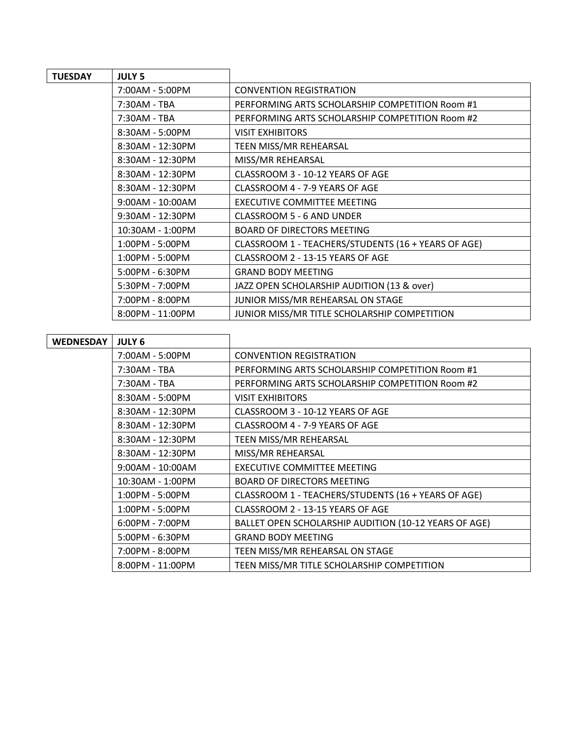| TUESDAY | JULY 5 | |
| --- | --- | --- |
| | 7:00AM - 5:00PM | CONVENTION REGISTRATION |
| | 7:30AM - TBA | PERFORMING ARTS SCHOLARSHIP COMPETITION Room #1 |
| | 7:30AM - TBA | PERFORMING ARTS SCHOLARSHIP COMPETITION Room #2 |
| | 8:30AM - 5:00PM | VISIT EXHIBITORS |
| | 8:30AM - 12:30PM | TEEN MISS/MR REHEARSAL |
| | 8:30AM - 12:30PM | MISS/MR REHEARSAL |
| | 8:30AM - 12:30PM | CLASSROOM 3 - 10-12 YEARS OF AGE |
| | 8:30AM - 12:30PM | CLASSROOM 4 - 7-9 YEARS OF AGE |
| | 9:00AM - 10:00AM | EXECUTIVE COMMITTEE MEETING |
| | 9:30AM - 12:30PM | CLASSROOM 5 - 6 AND UNDER |
| | 10:30AM - 1:00PM | BOARD OF DIRECTORS MEETING |
| | 1:00PM - 5:00PM | CLASSROOM 1 - TEACHERS/STUDENTS (16 + YEARS OF AGE) |
| | 1:00PM - 5:00PM | CLASSROOM 2 - 13-15 YEARS OF AGE |
| | 5:00PM - 6:30PM | GRAND BODY MEETING |
| | 5:30PM - 7:00PM | JAZZ OPEN SCHOLARSHIP AUDITION (13 & over) |
| | 7:00PM - 8:00PM | JUNIOR MISS/MR REHEARSAL ON STAGE |
| | 8:00PM - 11:00PM | JUNIOR MISS/MR TITLE SCHOLARSHIP COMPETITION |

| WEDNESDAY | JULY 6 | |
| --- | --- | --- |
| | 7:00AM - 5:00PM | CONVENTION REGISTRATION |
| | 7:30AM - TBA | PERFORMING ARTS SCHOLARSHIP COMPETITION Room #1 |
| | 7:30AM - TBA | PERFORMING ARTS SCHOLARSHIP COMPETITION Room #2 |
| | 8:30AM - 5:00PM | VISIT EXHIBITORS |
| | 8:30AM - 12:30PM | CLASSROOM 3 - 10-12 YEARS OF AGE |
| | 8:30AM - 12:30PM | CLASSROOM 4 - 7-9 YEARS OF AGE |
| | 8:30AM - 12:30PM | TEEN MISS/MR REHEARSAL |
| | 8:30AM - 12:30PM | MISS/MR REHEARSAL |
| | 9:00AM - 10:00AM | EXECUTIVE COMMITTEE MEETING |
| | 10:30AM - 1:00PM | BOARD OF DIRECTORS MEETING |
| | 1:00PM - 5:00PM | CLASSROOM 1 - TEACHERS/STUDENTS (16 + YEARS OF AGE) |
| | 1:00PM - 5:00PM | CLASSROOM 2 - 13-15 YEARS OF AGE |
| | 6:00PM - 7:00PM | BALLET OPEN SCHOLARSHIP AUDITION (10-12 YEARS OF AGE) |
| | 5:00PM - 6:30PM | GRAND BODY MEETING |
| | 7:00PM - 8:00PM | TEEN MISS/MR REHEARSAL ON STAGE |
| | 8:00PM - 11:00PM | TEEN MISS/MR TITLE SCHOLARSHIP COMPETITION |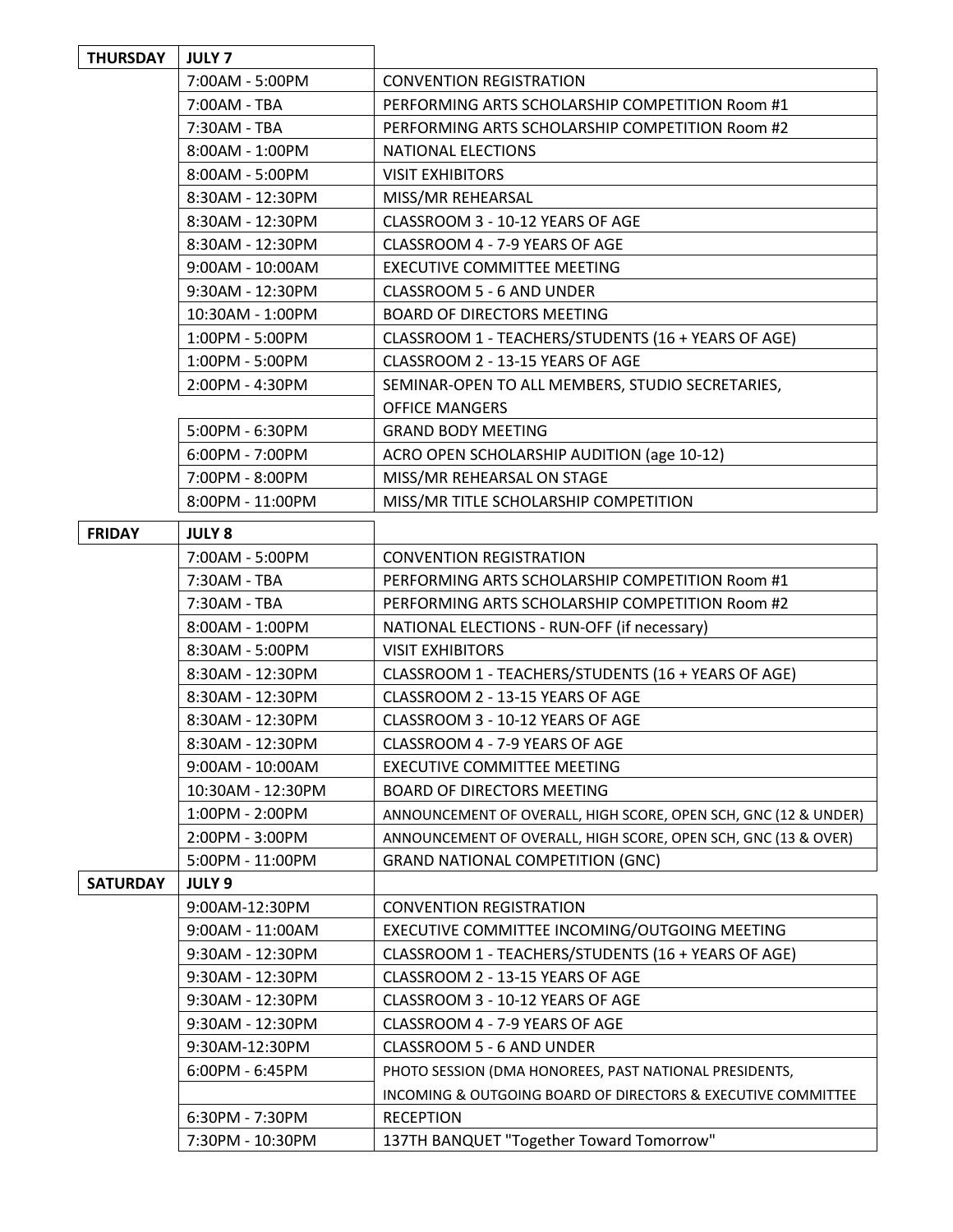| THURSDAY | JULY 7 | |
|---|---|---|
| | 7:00AM - 5:00PM | CONVENTION REGISTRATION |
| | 7:00AM - TBA | PERFORMING ARTS SCHOLARSHIP COMPETITION Room #1 |
| | 7:30AM - TBA | PERFORMING ARTS SCHOLARSHIP COMPETITION Room #2 |
| | 8:00AM - 1:00PM | NATIONAL ELECTIONS |
| | 8:00AM - 5:00PM | VISIT EXHIBITORS |
| | 8:30AM - 12:30PM | MISS/MR REHEARSAL |
| | 8:30AM - 12:30PM | CLASSROOM 3 - 10-12 YEARS OF AGE |
| | 8:30AM - 12:30PM | CLASSROOM 4 - 7-9 YEARS OF AGE |
| | 9:00AM - 10:00AM | EXECUTIVE COMMITTEE MEETING |
| | 9:30AM - 12:30PM | CLASSROOM 5 - 6 AND UNDER |
| | 10:30AM - 1:00PM | BOARD OF DIRECTORS MEETING |
| | 1:00PM - 5:00PM | CLASSROOM 1 - TEACHERS/STUDENTS (16 + YEARS OF AGE) |
| | 1:00PM - 5:00PM | CLASSROOM 2 - 13-15 YEARS OF AGE |
| | 2:00PM - 4:30PM | SEMINAR-OPEN TO ALL MEMBERS, STUDIO SECRETARIES, OFFICE MANGERS |
| | 5:00PM - 6:30PM | GRAND BODY MEETING |
| | 6:00PM - 7:00PM | ACRO OPEN SCHOLARSHIP AUDITION (age 10-12) |
| | 7:00PM - 8:00PM | MISS/MR REHEARSAL ON STAGE |
| | 8:00PM - 11:00PM | MISS/MR TITLE SCHOLARSHIP COMPETITION |
| **FRIDAY** | **JULY 8** | |
| | 7:00AM - 5:00PM | CONVENTION REGISTRATION |
| | 7:30AM - TBA | PERFORMING ARTS SCHOLARSHIP COMPETITION Room #1 |
| | 7:30AM - TBA | PERFORMING ARTS SCHOLARSHIP COMPETITION Room #2 |
| | 8:00AM - 1:00PM | NATIONAL ELECTIONS - RUN-OFF (if necessary) |
| | 8:30AM - 5:00PM | VISIT EXHIBITORS |
| | 8:30AM - 12:30PM | CLASSROOM 1 - TEACHERS/STUDENTS (16 + YEARS OF AGE) |
| | 8:30AM - 12:30PM | CLASSROOM 2 - 13-15 YEARS OF AGE |
| | 8:30AM - 12:30PM | CLASSROOM 3 - 10-12 YEARS OF AGE |
| | 8:30AM - 12:30PM | CLASSROOM 4 - 7-9 YEARS OF AGE |
| | 9:00AM - 10:00AM | EXECUTIVE COMMITTEE MEETING |
| | 10:30AM - 12:30PM | BOARD OF DIRECTORS MEETING |
| | 1:00PM - 2:00PM | ANNOUNCEMENT OF OVERALL, HIGH SCORE, OPEN SCH, GNC (12 & UNDER) |
| | 2:00PM - 3:00PM | ANNOUNCEMENT OF OVERALL, HIGH SCORE, OPEN SCH, GNC (13 & OVER) |
| | 5:00PM - 11:00PM | GRAND NATIONAL COMPETITION (GNC) |
| **SATURDAY** | **JULY 9** | |
| | 9:00AM-12:30PM | CONVENTION REGISTRATION |
| | 9:00AM - 11:00AM | EXECUTIVE COMMITTEE INCOMING/OUTGOING MEETING |
| | 9:30AM - 12:30PM | CLASSROOM 1 - TEACHERS/STUDENTS (16 + YEARS OF AGE) |
| | 9:30AM - 12:30PM | CLASSROOM 2 - 13-15 YEARS OF AGE |
| | 9:30AM - 12:30PM | CLASSROOM 3 - 10-12 YEARS OF AGE |
| | 9:30AM - 12:30PM | CLASSROOM 4 - 7-9 YEARS OF AGE |
| | 9:30AM-12:30PM | CLASSROOM 5 - 6 AND UNDER |
| | 6:00PM - 6:45PM | PHOTO SESSION (DMA HONOREES, PAST NATIONAL PRESIDENTS, INCOMING & OUTGOING BOARD OF DIRECTORS & EXECUTIVE COMMITTEE |
| | 6:30PM - 7:30PM | RECEPTION |
| | 7:30PM - 10:30PM | 137TH BANQUET "Together Toward Tomorrow" |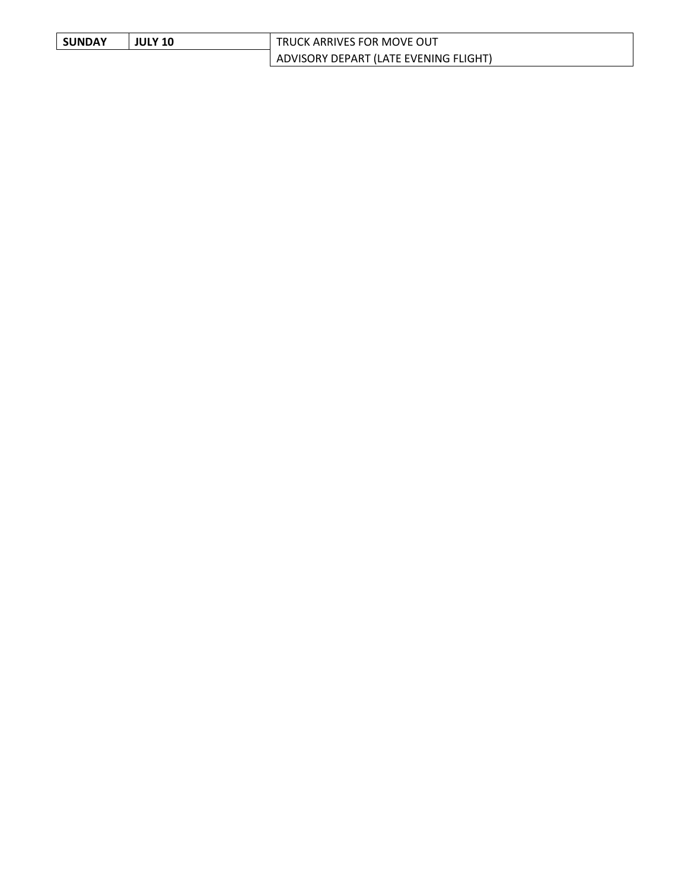| | | |
|---|---|---|
| **SUNDAY** | **JULY 10** | TRUCK ARRIVES FOR MOVE OUT |
| | | ADVISORY DEPART (LATE EVENING FLIGHT) |